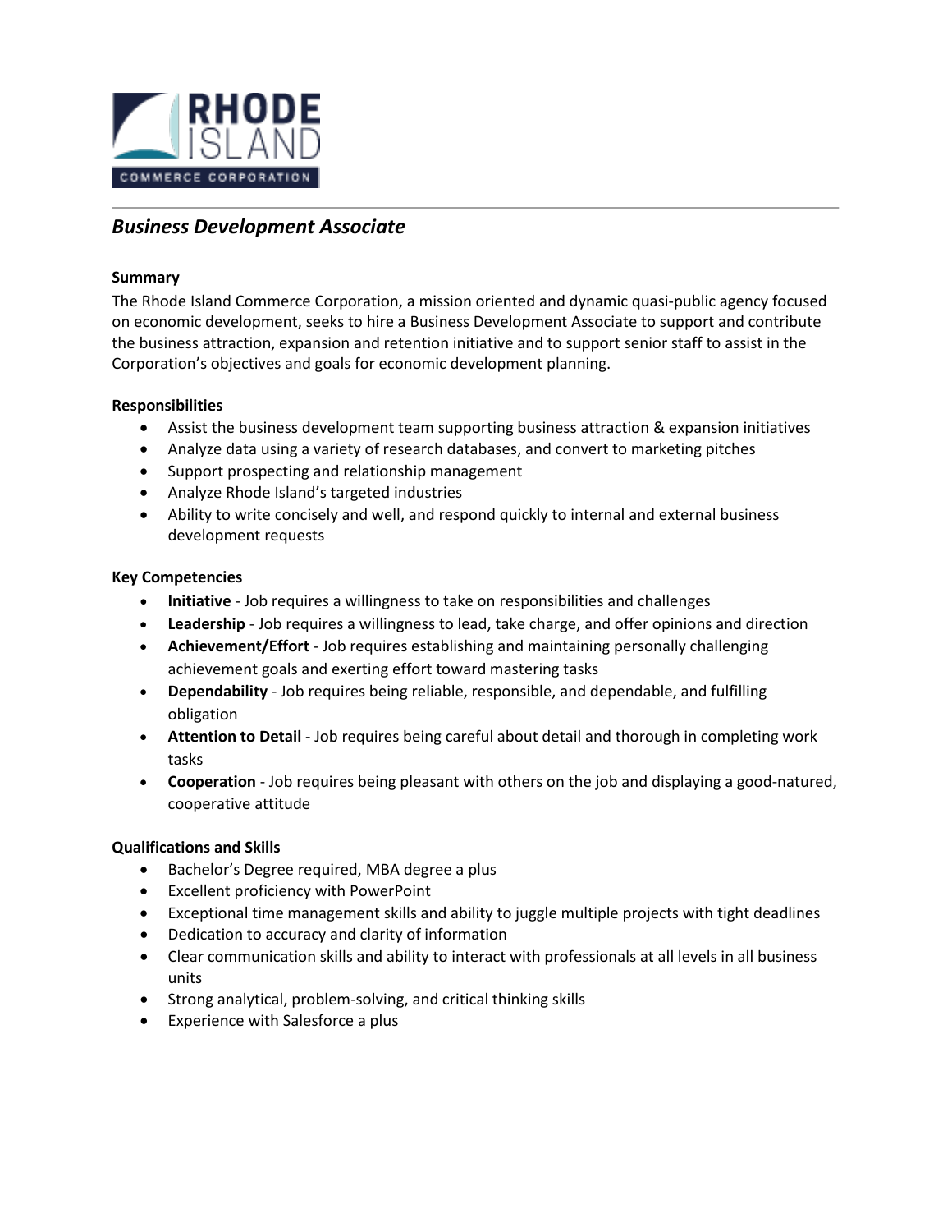# Business Development Associate

**Summary**

The Rhode Island Commerce Corporation, a mission oriented and dynamic quasi-public agency focused on economic development, seeks to hire a Business Development Associate to support and contribute the business attraction, expansion and retention initiative and to support senior staff to assist in the Corporation's objectives and goals for economic development planning.

**Responsibilities**

- Assist the business development team supporting business attraction & expansion initiatives
- Analyze data using a variety of research databases, and convert to marketing pitches
- Support prospecting and relationship management
- Analyze Rhode Island's targeted industries
- Ability to write concisely and well, and respond quickly to internal and external business development requests

**Key Competencies**

- **Initiative** - Job requires a willingness to take on responsibilities and challenges
- **Leadership** - Job requires a willingness to lead, take charge, and offer opinions and direction
- **Achievement/Effort** - Job requires establishing and maintaining personally challenging achievement goals and exerting effort toward mastering tasks
- **Dependability** - Job requires being reliable, responsible, and dependable, and fulfilling obligation
- **Attention to Detail** - Job requires being careful about detail and thorough in completing work tasks
- **Cooperation** - Job requires being pleasant with others on the job and displaying a good-natured, cooperative attitude

**Qualifications and Skills**

- Bachelor's Degree required, MBA degree a plus
- Excellent proficiency with PowerPoint
- Exceptional time management skills and ability to juggle multiple projects with tight deadlines
- Dedication to accuracy and clarity of information
- Clear communication skills and ability to interact with professionals at all levels in all business units
- Strong analytical, problem-solving, and critical thinking skills
- Experience with Salesforce a plus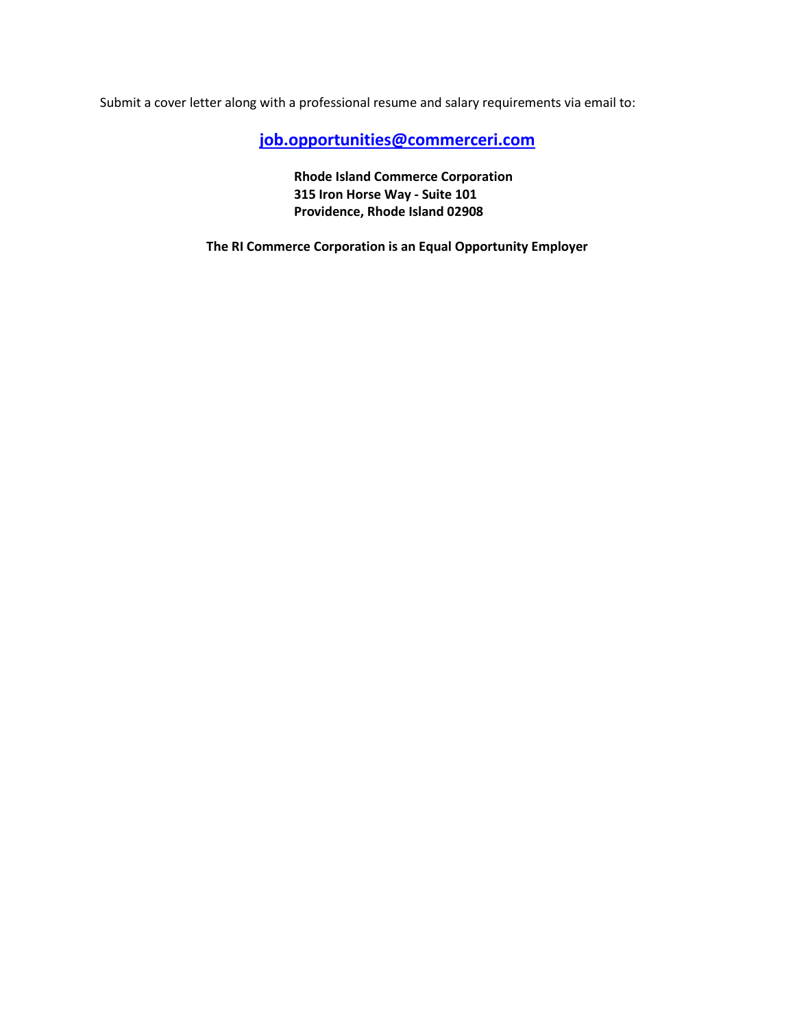Submit a cover letter along with a professional resume and salary requirements via email to:

**job.opportunities@commerceri.com**

**Rhode Island Commerce Corporation**
**315 Iron Horse Way - Suite 101**
**Providence, Rhode Island 02908**

**The RI Commerce Corporation is an Equal Opportunity Employer**